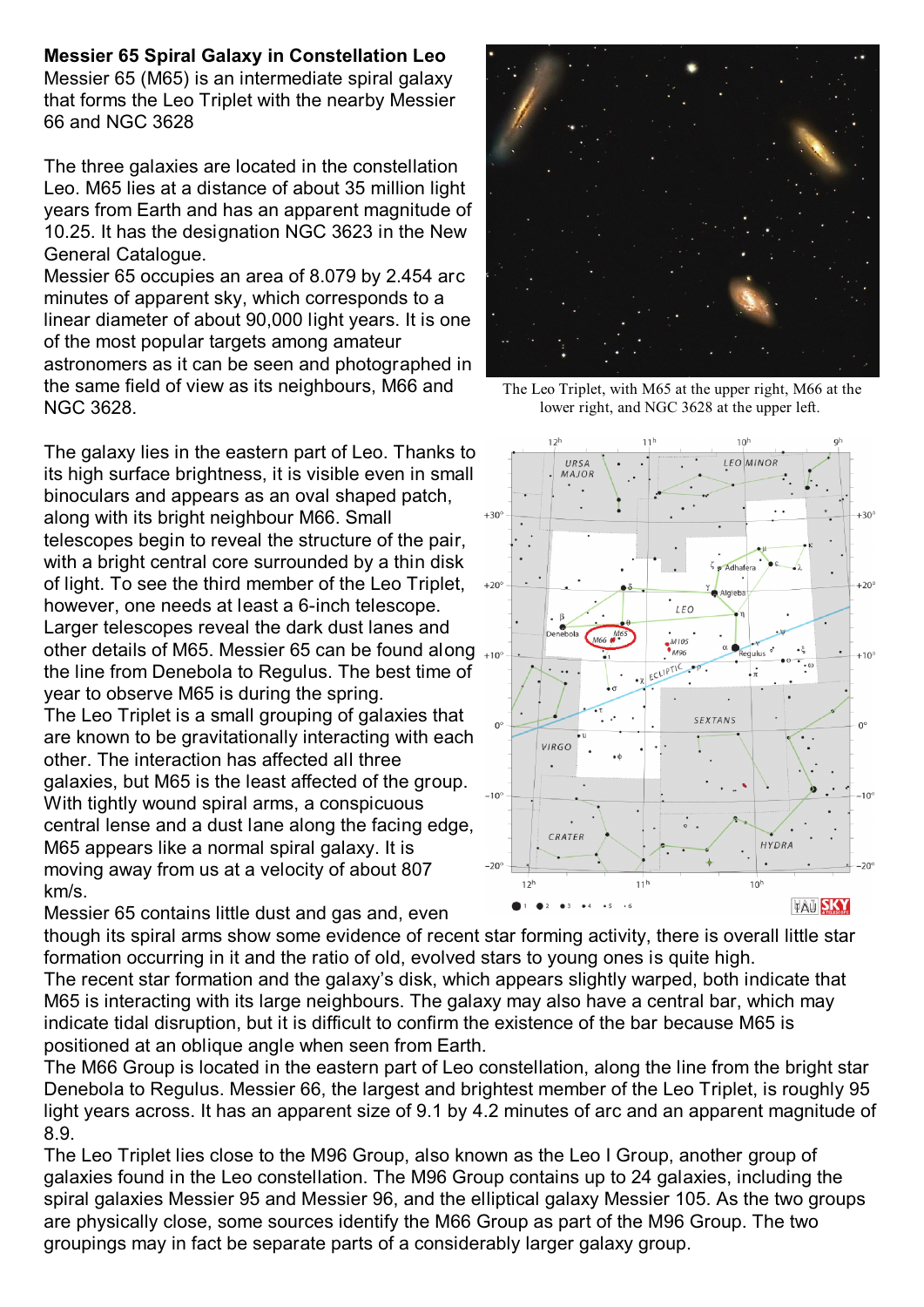**Messier 65 Spiral Galaxy in Constellation Leo**

Messier 65 (M65) is an intermediate spiral galaxy that forms the Leo Triplet with the nearby Messier 66 and NGC 3628

The three galaxies are located in the constellation Leo. M65 lies at a distance of about 35 million light years from Earth and has an apparent magnitude of 10.25. It has the designation NGC 3623 in the New General Catalogue.

Messier 65 occupies an area of 8.079 by 2.454 arc minutes of apparent sky, which corresponds to a linear diameter of about 90,000 light years. It is one of the most popular targets among amateur astronomers as it can be seen and photographed in the same field of view as its neighbours, M66 and NGC 3628.

The Leo Triplet, with M65 at the upper right, M66 at the lower right, and NGC 3628 at the upper left.

The galaxy lies in the eastern part of Leo. Thanks to its high surface brightness, it is visible even in small binoculars and appears as an oval shaped patch, along with its bright neighbour M66. Small telescopes begin to reveal the structure of the pair, with a bright central core surrounded by a thin disk of light. To see the third member of the Leo Triplet, however, one needs at least a 6-inch telescope. Larger telescopes reveal the dark dust lanes and other details of M65. Messier 65 can be found along the line from Denebola to Regulus. The best time of year to observe M65 is during the spring.

The Leo Triplet is a small grouping of galaxies that are known to be gravitationally interacting with each other. The interaction has affected all three galaxies, but M65 is the least affected of the group. With tightly wound spiral arms, a conspicuous central lense and a dust lane along the facing edge, M65 appears like a normal spiral galaxy. It is moving away from us at a velocity of about 807 km/s.

Messier 65 contains little dust and gas and, even though its spiral arms show some evidence of recent star forming activity, there is overall little star formation occurring in it and the ratio of old, evolved stars to young ones is quite high.

The recent star formation and the galaxy's disk, which appears slightly warped, both indicate that M65 is interacting with its large neighbours. The galaxy may also have a central bar, which may indicate tidal disruption, but it is difficult to confirm the existence of the bar because M65 is positioned at an oblique angle when seen from Earth.

The M66 Group is located in the eastern part of Leo constellation, along the line from the bright star Denebola to Regulus. Messier 66, the largest and brightest member of the Leo Triplet, is roughly 95 light years across. It has an apparent size of 9.1 by 4.2 minutes of arc and an apparent magnitude of 8.9.

The Leo Triplet lies close to the M96 Group, also known as the Leo I Group, another group of galaxies found in the Leo constellation. The M96 Group contains up to 24 galaxies, including the spiral galaxies Messier 95 and Messier 96, and the elliptical galaxy Messier 105. As the two groups are physically close, some sources identify the M66 Group as part of the M96 Group. The two groupings may in fact be separate parts of a considerably larger galaxy group.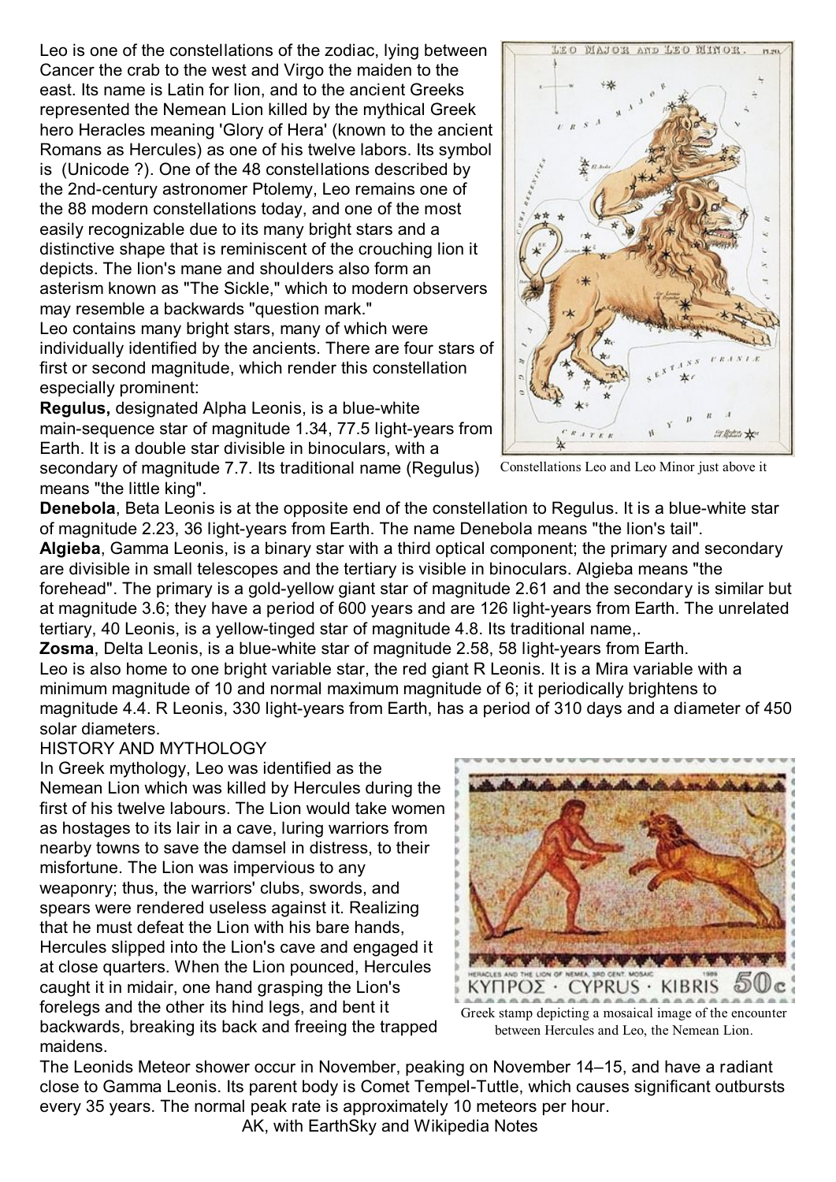Leo is one of the constellations of the zodiac, lying between Cancer the crab to the west and Virgo the maiden to the east. Its name is Latin for lion, and to the ancient Greeks represented the Nemean Lion killed by the mythical Greek hero Heracles meaning 'Glory of Hera' (known to the ancient Romans as Hercules) as one of his twelve labors. Its symbol is (Unicode ?). One of the 48 constellations described by the 2nd-century astronomer Ptolemy, Leo remains one of the 88 modern constellations today, and one of the most easily recognizable due to its many bright stars and a distinctive shape that is reminiscent of the crouching lion it depicts. The lion's mane and shoulders also form an asterism known as "The Sickle," which to modern observers may resemble a backwards "question mark."

Leo contains many bright stars, many of which were individually identified by the ancients. There are four stars of first or second magnitude, which render this constellation especially prominent:

**Regulus,** designated Alpha Leonis, is a blue-white main-sequence star of magnitude 1.34, 77.5 light-years from Earth. It is a double star divisible in binoculars, with a secondary of magnitude 7.7. Its traditional name (Regulus) means "the little king".

Constellations Leo and Leo Minor just above it

**Denebola**, Beta Leonis is at the opposite end of the constellation to Regulus. It is a blue-white star of magnitude 2.23, 36 light-years from Earth. The name Denebola means "the lion's tail".

**Algieba**, Gamma Leonis, is a binary star with a third optical component; the primary and secondary are divisible in small telescopes and the tertiary is visible in binoculars. Algieba means "the forehead". The primary is a gold-yellow giant star of magnitude 2.61 and the secondary is similar but at magnitude 3.6; they have a period of 600 years and are 126 light-years from Earth. The unrelated tertiary, 40 Leonis, is a yellow-tinged star of magnitude 4.8. Its traditional name,.

**Zosma**, Delta Leonis, is a blue-white star of magnitude 2.58, 58 light-years from Earth.

Leo is also home to one bright variable star, the red giant R Leonis. It is a Mira variable with a minimum magnitude of 10 and normal maximum magnitude of 6; it periodically brightens to magnitude 4.4. R Leonis, 330 light-years from Earth, has a period of 310 days and a diameter of 450 solar diameters.

## HISTORY AND MYTHOLOGY

In Greek mythology, Leo was identified as the Nemean Lion which was killed by Hercules during the first of his twelve labours. The Lion would take women as hostages to its lair in a cave, luring warriors from nearby towns to save the damsel in distress, to their misfortune. The Lion was impervious to any weaponry; thus, the warriors' clubs, swords, and spears were rendered useless against it. Realizing that he must defeat the Lion with his bare hands, Hercules slipped into the Lion's cave and engaged it at close quarters. When the Lion pounced, Hercules caught it in midair, one hand grasping the Lion's forelegs and the other its hind legs, and bent it backwards, breaking its back and freeing the trapped maidens.

Greek stamp depicting a mosaical image of the encounter between Hercules and Leo, the Nemean Lion.

The Leonids Meteor shower occur in November, peaking on November 14–15, and have a radiant close to Gamma Leonis. Its parent body is Comet Tempel-Tuttle, which causes significant outbursts every 35 years. The normal peak rate is approximately 10 meteors per hour.

AK, with EarthSky and Wikipedia Notes